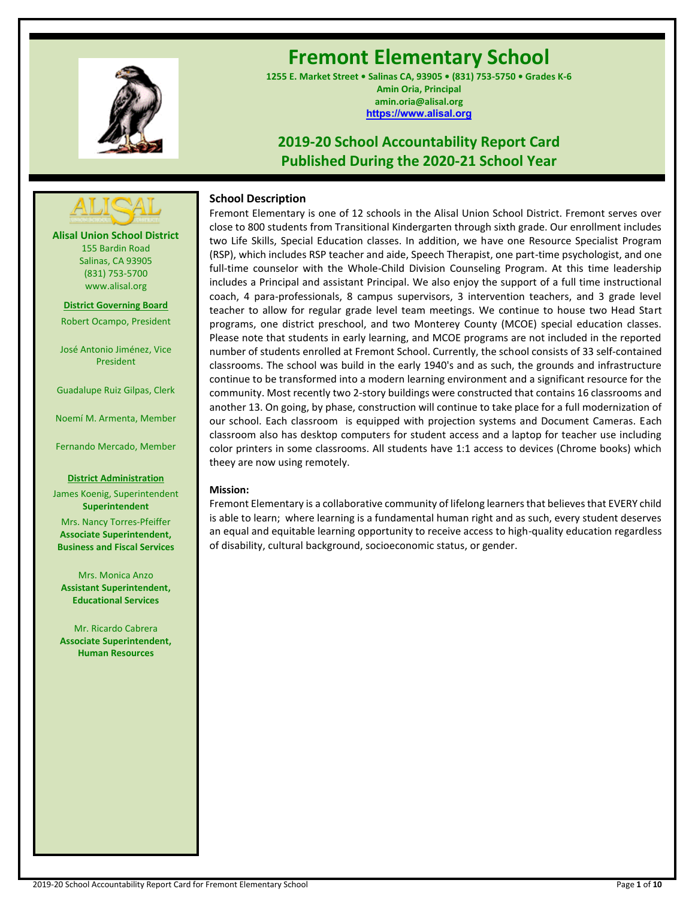# Fremont Elementary School

**1255 E. Market Street • Salinas CA, 93905 • (831) 753-5750 • Grades K-6**
**Amin Oria, Principal**
**amin.oria@alisal.org**
**https://www.alisal.org**

## 2019-20 School Accountability Report Card
## Published During the 2020-21 School Year

**Alisal Union School District**
155 Bardin Road
Salinas, CA 93905
(831) 753-5700
www.alisal.org

**District Governing Board**

Robert Ocampo, President

José Antonio Jiménez, Vice President

Guadalupe Ruiz Gilpas, Clerk

Noemí M. Armenta, Member

Fernando Mercado, Member

**District Administration**

James Koenig, Superintendent
**Superintendent**

Mrs. Nancy Torres-Pfeiffer
**Associate Superintendent, Business and Fiscal Services**

Mrs. Monica Anzo
**Assistant Superintendent, Educational Services**

Mr. Ricardo Cabrera
**Associate Superintendent, Human Resources**

### School Description

Fremont Elementary is one of 12 schools in the Alisal Union School District. Fremont serves over close to 800 students from Transitional Kindergarten through sixth grade. Our enrollment includes two Life Skills, Special Education classes. In addition, we have one Resource Specialist Program (RSP), which includes RSP teacher and aide, Speech Therapist, one part-time psychologist, and one full-time counselor with the Whole-Child Division Counseling Program. At this time leadership includes a Principal and assistant Principal. We also enjoy the support of a full time instructional coach, 4 para-professionals, 8 campus supervisors, 3 intervention teachers, and 3 grade level teacher to allow for regular grade level team meetings. We continue to house two Head Start programs, one district preschool, and two Monterey County (MCOE) special education classes. Please note that students in early learning, and MCOE programs are not included in the reported number of students enrolled at Fremont School. Currently, the school consists of 33 self-contained classrooms. The school was build in the early 1940's and as such, the grounds and infrastructure continue to be transformed into a modern learning environment and a significant resource for the community. Most recently two 2-story buildings were constructed that contains 16 classrooms and another 13. On going, by phase, construction will continue to take place for a full modernization of our school. Each classroom is equipped with projection systems and Document Cameras. Each classroom also has desktop computers for student access and a laptop for teacher use including color printers in some classrooms. All students have 1:1 access to devices (Chrome books) which theey are now using remotely.

### Mission:

Fremont Elementary is a collaborative community of lifelong learners that believes that EVERY child is able to learn; where learning is a fundamental human right and as such, every student deserves an equal and equitable learning opportunity to receive access to high-quality education regardless of disability, cultural background, socioeconomic status, or gender.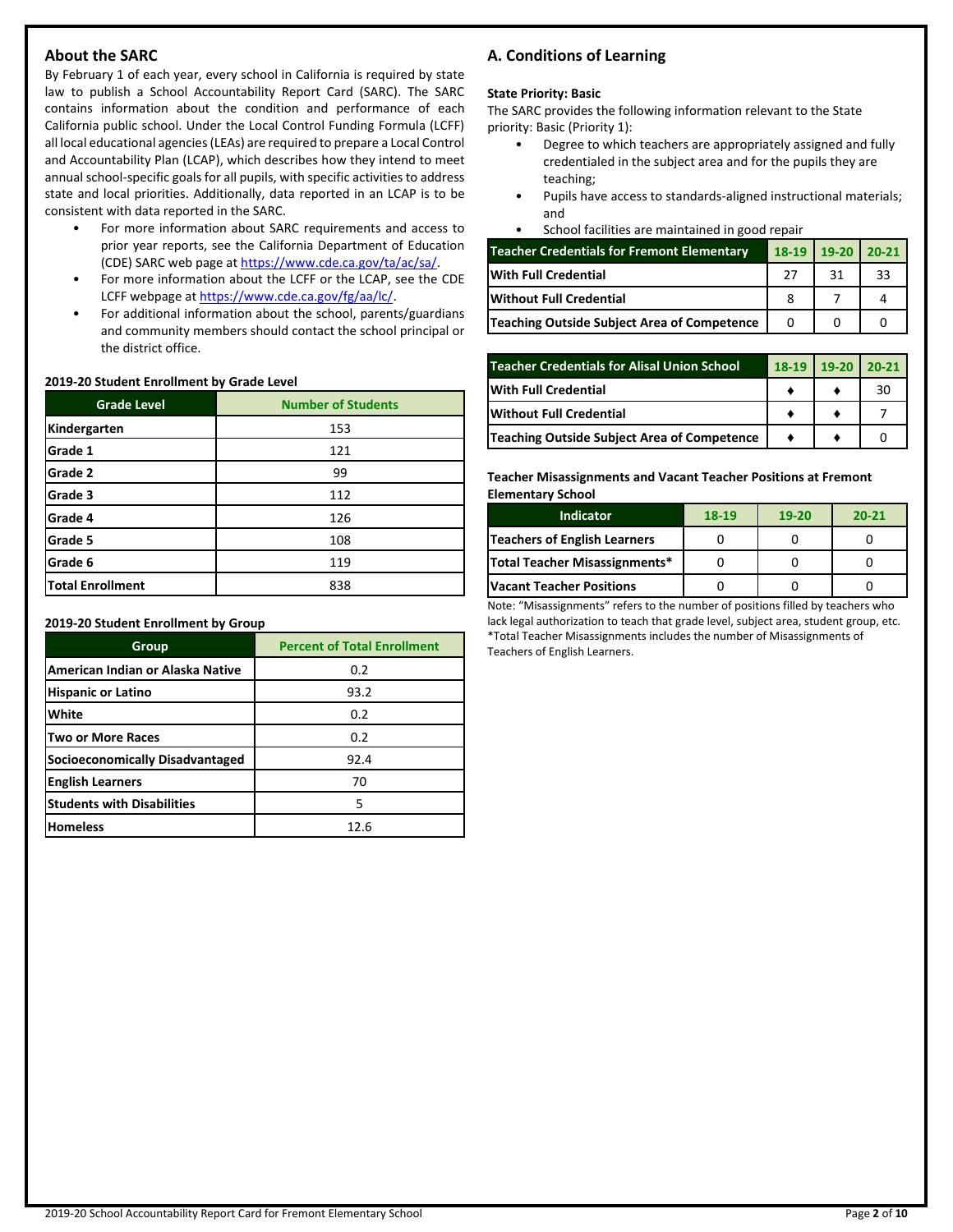## About the SARC

By February 1 of each year, every school in California is required by state law to publish a School Accountability Report Card (SARC). The SARC contains information about the condition and performance of each California public school. Under the Local Control Funding Formula (LCFF) all local educational agencies (LEAs) are required to prepare a Local Control and Accountability Plan (LCAP), which describes how they intend to meet annual school-specific goals for all pupils, with specific activities to address state and local priorities. Additionally, data reported in an LCAP is to be consistent with data reported in the SARC.

- For more information about SARC requirements and access to prior year reports, see the California Department of Education (CDE) SARC web page at https://www.cde.ca.gov/ta/ac/sa/.
- For more information about the LCFF or the LCAP, see the CDE LCFF webpage at https://www.cde.ca.gov/fg/aa/lc/.
- For additional information about the school, parents/guardians and community members should contact the school principal or the district office.

**2019-20 Student Enrollment by Grade Level**

| Grade Level | Number of Students |
|---|---|
| Kindergarten | 153 |
| Grade 1 | 121 |
| Grade 2 | 99 |
| Grade 3 | 112 |
| Grade 4 | 126 |
| Grade 5 | 108 |
| Grade 6 | 119 |
| Total Enrollment | 838 |

**2019-20 Student Enrollment by Group**

| Group | Percent of Total Enrollment |
|---|---|
| American Indian or Alaska Native | 0.2 |
| Hispanic or Latino | 93.2 |
| White | 0.2 |
| Two or More Races | 0.2 |
| Socioeconomically Disadvantaged | 92.4 |
| English Learners | 70 |
| Students with Disabilities | 5 |
| Homeless | 12.6 |

## A. Conditions of Learning

**State Priority: Basic**

The SARC provides the following information relevant to the State priority: Basic (Priority 1):

- Degree to which teachers are appropriately assigned and fully credentialed in the subject area and for the pupils they are teaching;
- Pupils have access to standards-aligned instructional materials; and
- School facilities are maintained in good repair

| Teacher Credentials for Fremont Elementary | 18-19 | 19-20 | 20-21 |
|---|---|---|---|
| With Full Credential | 27 | 31 | 33 |
| Without Full Credential | 8 | 7 | 4 |
| Teaching Outside Subject Area of Competence | 0 | 0 | 0 |

| Teacher Credentials for Alisal Union School | 18-19 | 19-20 | 20-21 |
|---|---|---|---|
| With Full Credential | ♦ | ♦ | 30 |
| Without Full Credential | ♦ | ♦ | 7 |
| Teaching Outside Subject Area of Competence | ♦ | ♦ | 0 |

**Teacher Misassignments and Vacant Teacher Positions at Fremont Elementary School**

| Indicator | 18-19 | 19-20 | 20-21 |
|---|---|---|---|
| Teachers of English Learners | 0 | 0 | 0 |
| Total Teacher Misassignments* | 0 | 0 | 0 |
| Vacant Teacher Positions | 0 | 0 | 0 |

Note: "Misassignments" refers to the number of positions filled by teachers who lack legal authorization to teach that grade level, subject area, student group, etc.
*Total Teacher Misassignments includes the number of Misassignments of Teachers of English Learners.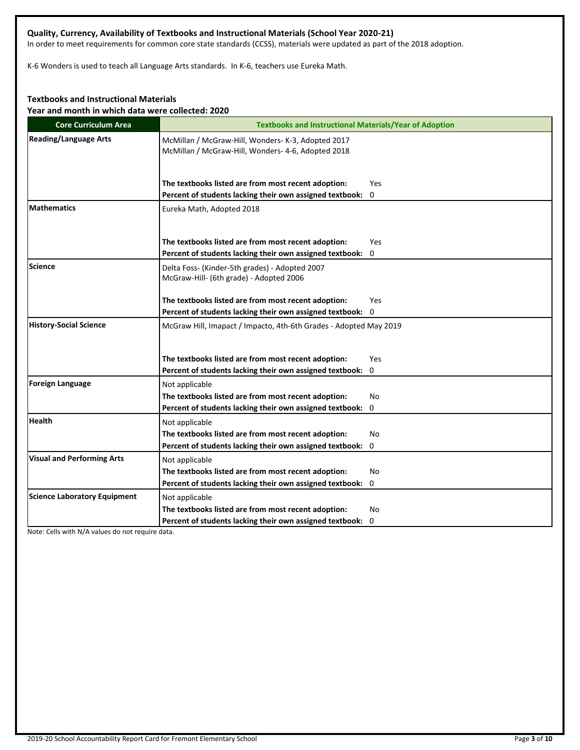### Quality, Currency, Availability of Textbooks and Instructional Materials (School Year 2020-21)

In order to meet requirements for common core state standards (CCSS), materials were updated as part of the 2018 adoption.

K-6 Wonders is used to teach all Language Arts standards. In K-6, teachers use Eureka Math.

### Textbooks and Instructional Materials

**Year and month in which data were collected: 2020**

| Core Curriculum Area | Textbooks and Instructional Materials/Year of Adoption |
|---|---|
| **Reading/Language Arts** | McMillan / McGraw-Hill, Wonders- K-3, Adopted 2017<br>McMillan / McGraw-Hill, Wonders- 4-6, Adopted 2018<br><br>**The textbooks listed are from most recent adoption:** Yes<br>**Percent of students lacking their own assigned textbook:** 0 |
| **Mathematics** | Eureka Math, Adopted 2018<br><br>**The textbooks listed are from most recent adoption:** Yes<br>**Percent of students lacking their own assigned textbook:** 0 |
| **Science** | Delta Foss- (Kinder-5th grades) - Adopted 2007<br>McGraw-Hill- (6th grade) - Adopted 2006<br><br>**The textbooks listed are from most recent adoption:** Yes<br>**Percent of students lacking their own assigned textbook:** 0 |
| **History-Social Science** | McGraw Hill, Imapact / Impacto, 4th-6th Grades - Adopted May 2019<br><br>**The textbooks listed are from most recent adoption:** Yes<br>**Percent of students lacking their own assigned textbook:** 0 |
| **Foreign Language** | Not applicable<br>**The textbooks listed are from most recent adoption:** No<br>**Percent of students lacking their own assigned textbook:** 0 |
| **Health** | Not applicable<br>**The textbooks listed are from most recent adoption:** No<br>**Percent of students lacking their own assigned textbook:** 0 |
| **Visual and Performing Arts** | Not applicable<br>**The textbooks listed are from most recent adoption:** No<br>**Percent of students lacking their own assigned textbook:** 0 |
| **Science Laboratory Equipment** | Not applicable<br>**The textbooks listed are from most recent adoption:** No<br>**Percent of students lacking their own assigned textbook:** 0 |

Note: Cells with N/A values do not require data.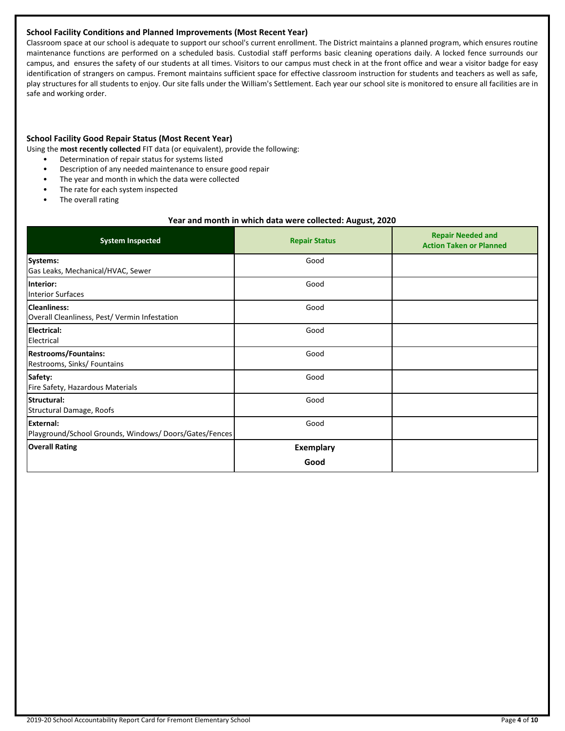### School Facility Conditions and Planned Improvements (Most Recent Year)

Classroom space at our school is adequate to support our school's current enrollment. The District maintains a planned program, which ensures routine maintenance functions are performed on a scheduled basis. Custodial staff performs basic cleaning operations daily. A locked fence surrounds our campus, and ensures the safety of our students at all times. Visitors to our campus must check in at the front office and wear a visitor badge for easy identification of strangers on campus. Fremont maintains sufficient space for effective classroom instruction for students and teachers as well as safe, play structures for all students to enjoy. Our site falls under the William's Settlement. Each year our school site is monitored to ensure all facilities are in safe and working order.

### School Facility Good Repair Status (Most Recent Year)

Using the **most recently collected** FIT data (or equivalent), provide the following:

- Determination of repair status for systems listed
- Description of any needed maintenance to ensure good repair
- The year and month in which the data were collected
- The rate for each system inspected
- The overall rating

**Year and month in which data were collected: August, 2020**

| System Inspected | Repair Status | Repair Needed and Action Taken or Planned |
|---|---|---|
| **Systems:** Gas Leaks, Mechanical/HVAC, Sewer | Good | |
| **Interior:** Interior Surfaces | Good | |
| **Cleanliness:** Overall Cleanliness, Pest/ Vermin Infestation | Good | |
| **Electrical:** Electrical | Good | |
| **Restrooms/Fountains:** Restrooms, Sinks/ Fountains | Good | |
| **Safety:** Fire Safety, Hazardous Materials | Good | |
| **Structural:** Structural Damage, Roofs | Good | |
| **External:** Playground/School Grounds, Windows/ Doors/Gates/Fences | Good | |
| **Overall Rating** | **Exemplary** **Good** | |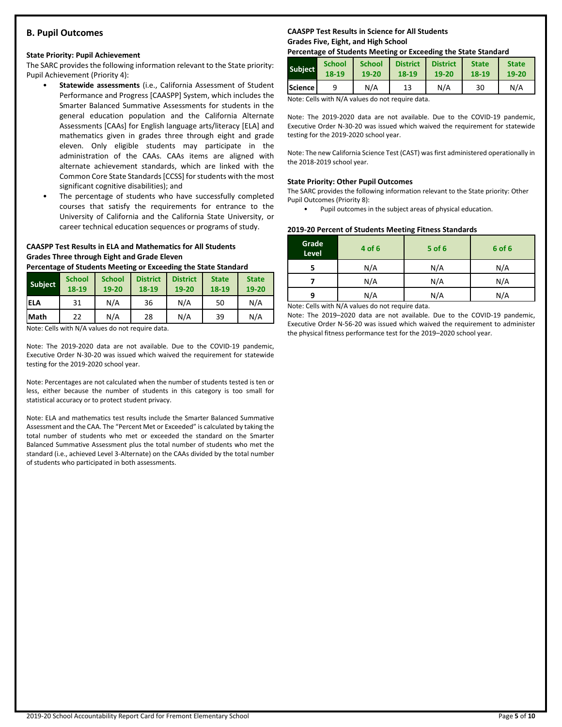## B. Pupil Outcomes

**State Priority: Pupil Achievement**

The SARC provides the following information relevant to the State priority: Pupil Achievement (Priority 4):

- **Statewide assessments** (i.e., California Assessment of Student Performance and Progress [CAASPP] System, which includes the Smarter Balanced Summative Assessments for students in the general education population and the California Alternate Assessments [CAAs] for English language arts/literacy [ELA] and mathematics given in grades three through eight and grade eleven. Only eligible students may participate in the administration of the CAAs. CAAs items are aligned with alternate achievement standards, which are linked with the Common Core State Standards [CCSS] for students with the most significant cognitive disabilities); and
- The percentage of students who have successfully completed courses that satisfy the requirements for entrance to the University of California and the California State University, or career technical education sequences or programs of study.

**CAASPP Test Results in ELA and Mathematics for All Students Grades Three through Eight and Grade Eleven Percentage of Students Meeting or Exceeding the State Standard**

| Subject | School 18-19 | School 19-20 | District 18-19 | District 19-20 | State 18-19 | State 19-20 |
|---|---|---|---|---|---|---|
| ELA | 31 | N/A | 36 | N/A | 50 | N/A |
| Math | 22 | N/A | 28 | N/A | 39 | N/A |

Note: Cells with N/A values do not require data.

Note: The 2019-2020 data are not available. Due to the COVID-19 pandemic, Executive Order N-30-20 was issued which waived the requirement for statewide testing for the 2019-2020 school year.

Note: Percentages are not calculated when the number of students tested is ten or less, either because the number of students in this category is too small for statistical accuracy or to protect student privacy.

Note: ELA and mathematics test results include the Smarter Balanced Summative Assessment and the CAA. The "Percent Met or Exceeded" is calculated by taking the total number of students who met or exceeded the standard on the Smarter Balanced Summative Assessment plus the total number of students who met the standard (i.e., achieved Level 3-Alternate) on the CAAs divided by the total number of students who participated in both assessments.

**CAASPP Test Results in Science for All Students Grades Five, Eight, and High School Percentage of Students Meeting or Exceeding the State Standard**

| Subject | School 18-19 | School 19-20 | District 18-19 | District 19-20 | State 18-19 | State 19-20 |
|---|---|---|---|---|---|---|
| Science | 9 | N/A | 13 | N/A | 30 | N/A |

Note: Cells with N/A values do not require data.

Note: The 2019-2020 data are not available. Due to the COVID-19 pandemic, Executive Order N-30-20 was issued which waived the requirement for statewide testing for the 2019-2020 school year.

Note: The new California Science Test (CAST) was first administered operationally in the 2018-2019 school year.

**State Priority: Other Pupil Outcomes**

The SARC provides the following information relevant to the State priority: Other Pupil Outcomes (Priority 8):

- Pupil outcomes in the subject areas of physical education.

**2019-20 Percent of Students Meeting Fitness Standards**

| Grade Level | 4 of 6 | 5 of 6 | 6 of 6 |
|---|---|---|---|
| 5 | N/A | N/A | N/A |
| 7 | N/A | N/A | N/A |
| 9 | N/A | N/A | N/A |

Note: Cells with N/A values do not require data.

Note: The 2019–2020 data are not available. Due to the COVID-19 pandemic, Executive Order N-56-20 was issued which waived the requirement to administer the physical fitness performance test for the 2019–2020 school year.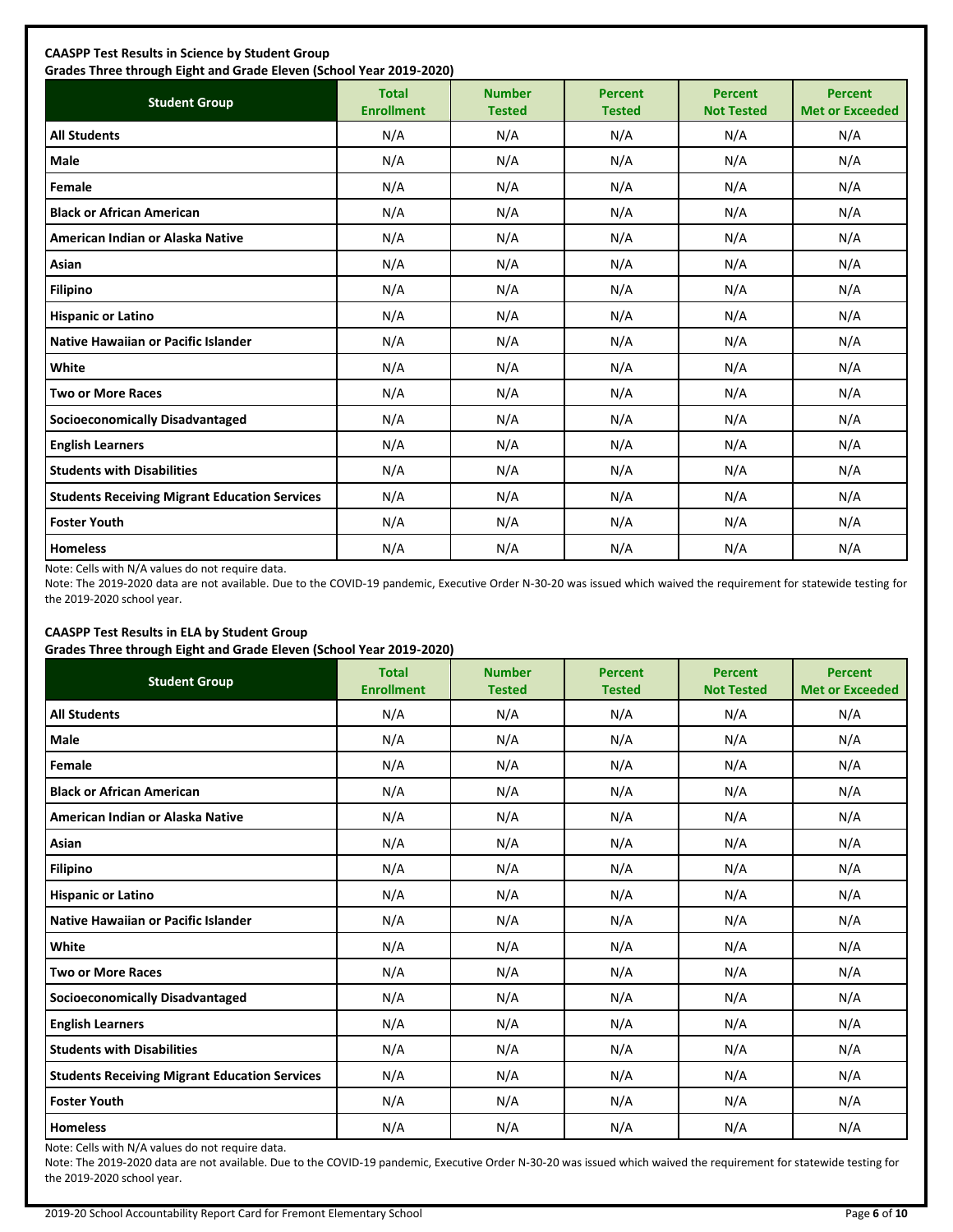**CAASPP Test Results in Science by Student Group**
**Grades Three through Eight and Grade Eleven (School Year 2019-2020)**

| Student Group | Total Enrollment | Number Tested | Percent Tested | Percent Not Tested | Percent Met or Exceeded |
|---|---|---|---|---|---|
| **All Students** | N/A | N/A | N/A | N/A | N/A |
| **Male** | N/A | N/A | N/A | N/A | N/A |
| **Female** | N/A | N/A | N/A | N/A | N/A |
| **Black or African American** | N/A | N/A | N/A | N/A | N/A |
| **American Indian or Alaska Native** | N/A | N/A | N/A | N/A | N/A |
| **Asian** | N/A | N/A | N/A | N/A | N/A |
| **Filipino** | N/A | N/A | N/A | N/A | N/A |
| **Hispanic or Latino** | N/A | N/A | N/A | N/A | N/A |
| **Native Hawaiian or Pacific Islander** | N/A | N/A | N/A | N/A | N/A |
| **White** | N/A | N/A | N/A | N/A | N/A |
| **Two or More Races** | N/A | N/A | N/A | N/A | N/A |
| **Socioeconomically Disadvantaged** | N/A | N/A | N/A | N/A | N/A |
| **English Learners** | N/A | N/A | N/A | N/A | N/A |
| **Students with Disabilities** | N/A | N/A | N/A | N/A | N/A |
| **Students Receiving Migrant Education Services** | N/A | N/A | N/A | N/A | N/A |
| **Foster Youth** | N/A | N/A | N/A | N/A | N/A |
| **Homeless** | N/A | N/A | N/A | N/A | N/A |

Note: Cells with N/A values do not require data.

Note: The 2019-2020 data are not available. Due to the COVID-19 pandemic, Executive Order N-30-20 was issued which waived the requirement for statewide testing for the 2019-2020 school year.

**CAASPP Test Results in ELA by Student Group**
**Grades Three through Eight and Grade Eleven (School Year 2019-2020)**

| Student Group | Total Enrollment | Number Tested | Percent Tested | Percent Not Tested | Percent Met or Exceeded |
|---|---|---|---|---|---|
| **All Students** | N/A | N/A | N/A | N/A | N/A |
| **Male** | N/A | N/A | N/A | N/A | N/A |
| **Female** | N/A | N/A | N/A | N/A | N/A |
| **Black or African American** | N/A | N/A | N/A | N/A | N/A |
| **American Indian or Alaska Native** | N/A | N/A | N/A | N/A | N/A |
| **Asian** | N/A | N/A | N/A | N/A | N/A |
| **Filipino** | N/A | N/A | N/A | N/A | N/A |
| **Hispanic or Latino** | N/A | N/A | N/A | N/A | N/A |
| **Native Hawaiian or Pacific Islander** | N/A | N/A | N/A | N/A | N/A |
| **White** | N/A | N/A | N/A | N/A | N/A |
| **Two or More Races** | N/A | N/A | N/A | N/A | N/A |
| **Socioeconomically Disadvantaged** | N/A | N/A | N/A | N/A | N/A |
| **English Learners** | N/A | N/A | N/A | N/A | N/A |
| **Students with Disabilities** | N/A | N/A | N/A | N/A | N/A |
| **Students Receiving Migrant Education Services** | N/A | N/A | N/A | N/A | N/A |
| **Foster Youth** | N/A | N/A | N/A | N/A | N/A |
| **Homeless** | N/A | N/A | N/A | N/A | N/A |

Note: Cells with N/A values do not require data.

Note: The 2019-2020 data are not available. Due to the COVID-19 pandemic, Executive Order N-30-20 was issued which waived the requirement for statewide testing for the 2019-2020 school year.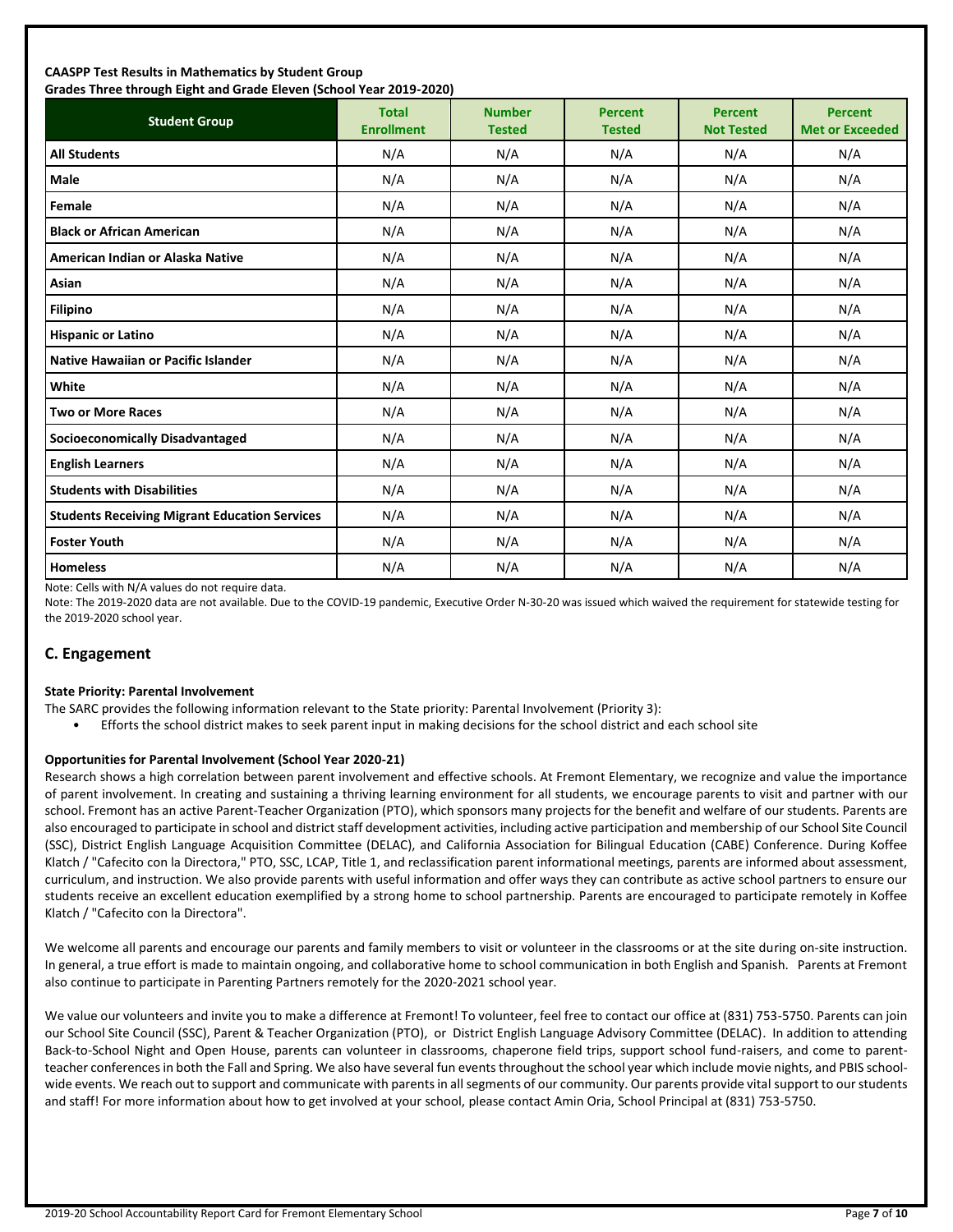**CAASPP Test Results in Mathematics by Student Group**
**Grades Three through Eight and Grade Eleven (School Year 2019-2020)**

| Student Group | Total Enrollment | Number Tested | Percent Tested | Percent Not Tested | Percent Met or Exceeded |
|---|---|---|---|---|---|
| **All Students** | N/A | N/A | N/A | N/A | N/A |
| **Male** | N/A | N/A | N/A | N/A | N/A |
| **Female** | N/A | N/A | N/A | N/A | N/A |
| **Black or African American** | N/A | N/A | N/A | N/A | N/A |
| **American Indian or Alaska Native** | N/A | N/A | N/A | N/A | N/A |
| **Asian** | N/A | N/A | N/A | N/A | N/A |
| **Filipino** | N/A | N/A | N/A | N/A | N/A |
| **Hispanic or Latino** | N/A | N/A | N/A | N/A | N/A |
| **Native Hawaiian or Pacific Islander** | N/A | N/A | N/A | N/A | N/A |
| **White** | N/A | N/A | N/A | N/A | N/A |
| **Two or More Races** | N/A | N/A | N/A | N/A | N/A |
| **Socioeconomically Disadvantaged** | N/A | N/A | N/A | N/A | N/A |
| **English Learners** | N/A | N/A | N/A | N/A | N/A |
| **Students with Disabilities** | N/A | N/A | N/A | N/A | N/A |
| **Students Receiving Migrant Education Services** | N/A | N/A | N/A | N/A | N/A |
| **Foster Youth** | N/A | N/A | N/A | N/A | N/A |
| **Homeless** | N/A | N/A | N/A | N/A | N/A |

Note: Cells with N/A values do not require data.

Note: The 2019-2020 data are not available. Due to the COVID-19 pandemic, Executive Order N-30-20 was issued which waived the requirement for statewide testing for the 2019-2020 school year.

## C. Engagement

**State Priority: Parental Involvement**

The SARC provides the following information relevant to the State priority: Parental Involvement (Priority 3):

- Efforts the school district makes to seek parent input in making decisions for the school district and each school site

**Opportunities for Parental Involvement (School Year 2020-21)**

Research shows a high correlation between parent involvement and effective schools. At Fremont Elementary, we recognize and value the importance of parent involvement. In creating and sustaining a thriving learning environment for all students, we encourage parents to visit and partner with our school. Fremont has an active Parent-Teacher Organization (PTO), which sponsors many projects for the benefit and welfare of our students. Parents are also encouraged to participate in school and district staff development activities, including active participation and membership of our School Site Council (SSC), District English Language Acquisition Committee (DELAC), and California Association for Bilingual Education (CABE) Conference. During Koffee Klatch / "Cafecito con la Directora," PTO, SSC, LCAP, Title 1, and reclassification parent informational meetings, parents are informed about assessment, curriculum, and instruction. We also provide parents with useful information and offer ways they can contribute as active school partners to ensure our students receive an excellent education exemplified by a strong home to school partnership. Parents are encouraged to participate remotely in Koffee Klatch / "Cafecito con la Directora".

We welcome all parents and encourage our parents and family members to visit or volunteer in the classrooms or at the site during on-site instruction. In general, a true effort is made to maintain ongoing, and collaborative home to school communication in both English and Spanish. Parents at Fremont also continue to participate in Parenting Partners remotely for the 2020-2021 school year.

We value our volunteers and invite you to make a difference at Fremont! To volunteer, feel free to contact our office at (831) 753-5750. Parents can join our School Site Council (SSC), Parent & Teacher Organization (PTO), or District English Language Advisory Committee (DELAC). In addition to attending Back-to-School Night and Open House, parents can volunteer in classrooms, chaperone field trips, support school fund-raisers, and come to parent-teacher conferences in both the Fall and Spring. We also have several fun events throughout the school year which include movie nights, and PBIS school-wide events. We reach out to support and communicate with parents in all segments of our community. Our parents provide vital support to our students and staff! For more information about how to get involved at your school, please contact Amin Oria, School Principal at (831) 753-5750.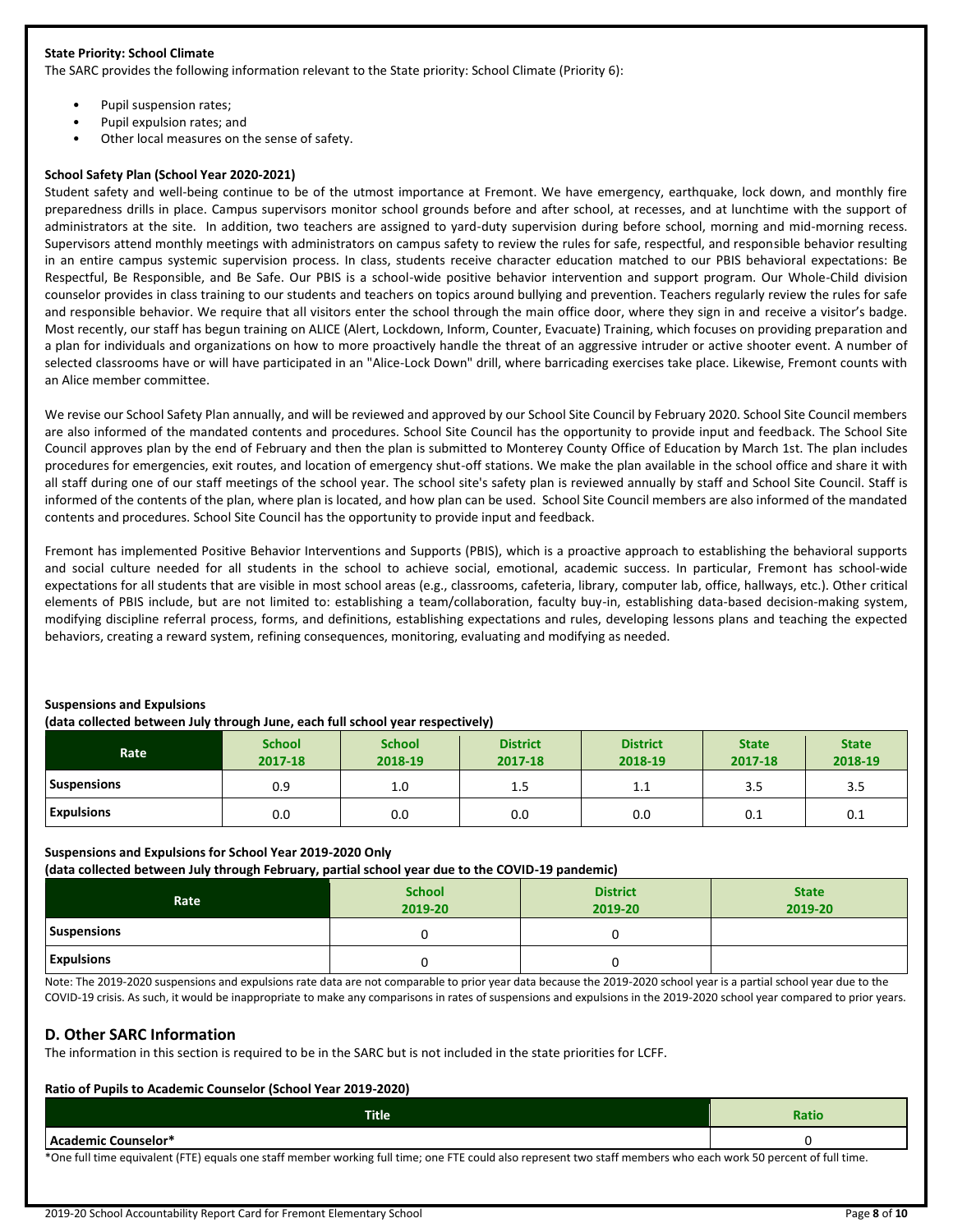**State Priority: School Climate**

The SARC provides the following information relevant to the State priority: School Climate (Priority 6):

- Pupil suspension rates;
- Pupil expulsion rates; and
- Other local measures on the sense of safety.

**School Safety Plan (School Year 2020-2021)**

Student safety and well-being continue to be of the utmost importance at Fremont. We have emergency, earthquake, lock down, and monthly fire preparedness drills in place. Campus supervisors monitor school grounds before and after school, at recesses, and at lunchtime with the support of administrators at the site. In addition, two teachers are assigned to yard-duty supervision during before school, morning and mid-morning recess. Supervisors attend monthly meetings with administrators on campus safety to review the rules for safe, respectful, and responsible behavior resulting in an entire campus systemic supervision process. In class, students receive character education matched to our PBIS behavioral expectations: Be Respectful, Be Responsible, and Be Safe. Our PBIS is a school-wide positive behavior intervention and support program. Our Whole-Child division counselor provides in class training to our students and teachers on topics around bullying and prevention. Teachers regularly review the rules for safe and responsible behavior. We require that all visitors enter the school through the main office door, where they sign in and receive a visitor's badge. Most recently, our staff has begun training on ALICE (Alert, Lockdown, Inform, Counter, Evacuate) Training, which focuses on providing preparation and a plan for individuals and organizations on how to more proactively handle the threat of an aggressive intruder or active shooter event. A number of selected classrooms have or will have participated in an "Alice-Lock Down" drill, where barricading exercises take place. Likewise, Fremont counts with an Alice member committee.

We revise our School Safety Plan annually, and will be reviewed and approved by our School Site Council by February 2020. School Site Council members are also informed of the mandated contents and procedures. School Site Council has the opportunity to provide input and feedback. The School Site Council approves plan by the end of February and then the plan is submitted to Monterey County Office of Education by March 1st. The plan includes procedures for emergencies, exit routes, and location of emergency shut-off stations. We make the plan available in the school office and share it with all staff during one of our staff meetings of the school year. The school site's safety plan is reviewed annually by staff and School Site Council. Staff is informed of the contents of the plan, where plan is located, and how plan can be used. School Site Council members are also informed of the mandated contents and procedures. School Site Council has the opportunity to provide input and feedback.

Fremont has implemented Positive Behavior Interventions and Supports (PBIS), which is a proactive approach to establishing the behavioral supports and social culture needed for all students in the school to achieve social, emotional, academic success. In particular, Fremont has school-wide expectations for all students that are visible in most school areas (e.g., classrooms, cafeteria, library, computer lab, office, hallways, etc.). Other critical elements of PBIS include, but are not limited to: establishing a team/collaboration, faculty buy-in, establishing data-based decision-making system, modifying discipline referral process, forms, and definitions, establishing expectations and rules, developing lessons plans and teaching the expected behaviors, creating a reward system, refining consequences, monitoring, evaluating and modifying as needed.

**Suspensions and Expulsions**

**(data collected between July through June, each full school year respectively)**

| Rate | School 2017-18 | School 2018-19 | District 2017-18 | District 2018-19 | State 2017-18 | State 2018-19 |
|---|---|---|---|---|---|---|
| Suspensions | 0.9 | 1.0 | 1.5 | 1.1 | 3.5 | 3.5 |
| Expulsions | 0.0 | 0.0 | 0.0 | 0.0 | 0.1 | 0.1 |

**Suspensions and Expulsions for School Year 2019-2020 Only**

**(data collected between July through February, partial school year due to the COVID-19 pandemic)**

| Rate | School 2019-20 | District 2019-20 | State 2019-20 |
|---|---|---|---|
| Suspensions | 0 | 0 | |
| Expulsions | 0 | 0 | |

Note: The 2019-2020 suspensions and expulsions rate data are not comparable to prior year data because the 2019-2020 school year is a partial school year due to the COVID-19 crisis. As such, it would be inappropriate to make any comparisons in rates of suspensions and expulsions in the 2019-2020 school year compared to prior years.

## D. Other SARC Information

The information in this section is required to be in the SARC but is not included in the state priorities for LCFF.

**Ratio of Pupils to Academic Counselor (School Year 2019-2020)**

| Title | Ratio |
|---|---|
| Academic Counselor* | 0 |

*One full time equivalent (FTE) equals one staff member working full time; one FTE could also represent two staff members who each work 50 percent of full time.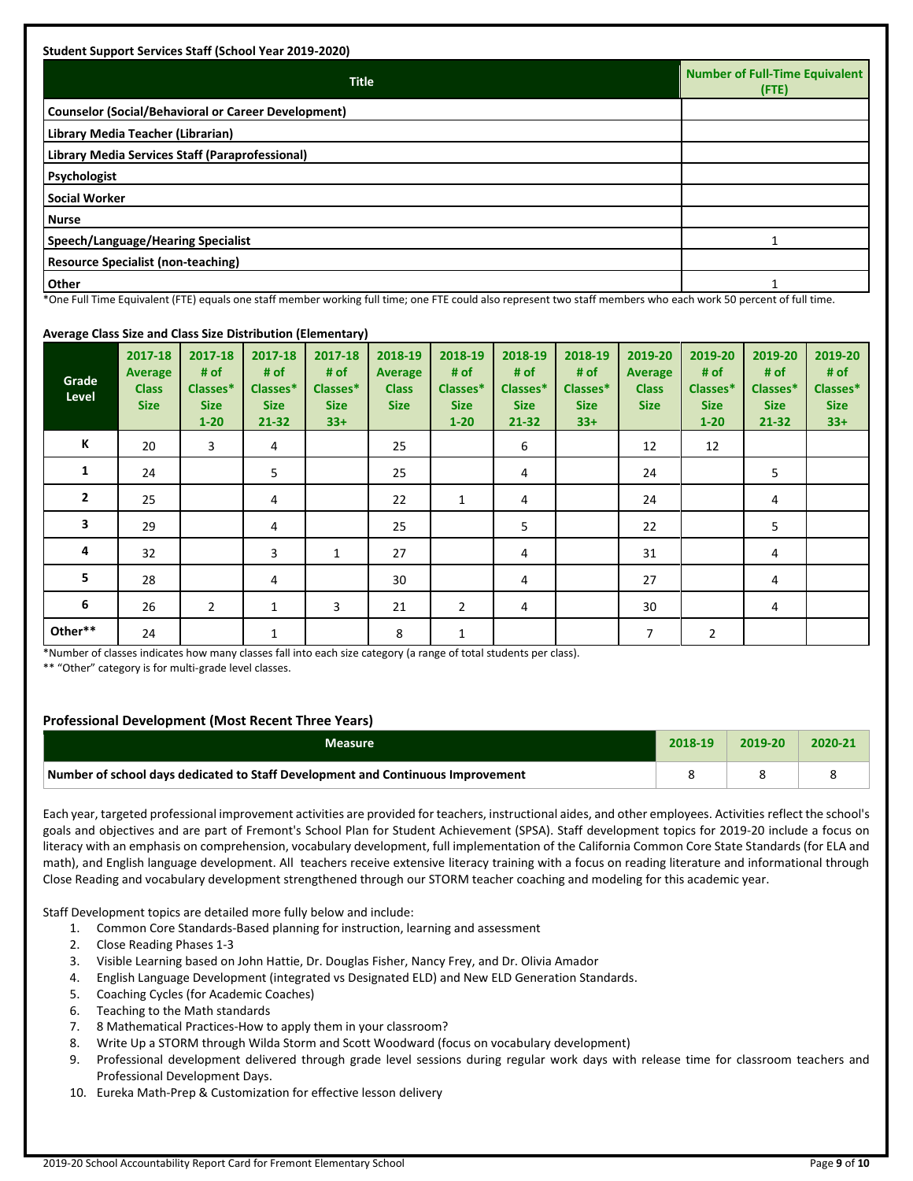**Student Support Services Staff (School Year 2019-2020)**

| Title | Number of Full-Time Equivalent (FTE) |
|---|---|
| Counselor (Social/Behavioral or Career Development) | |
| Library Media Teacher (Librarian) | |
| Library Media Services Staff (Paraprofessional) | |
| Psychologist | |
| Social Worker | |
| Nurse | |
| Speech/Language/Hearing Specialist | 1 |
| Resource Specialist (non-teaching) | |
| Other | 1 |

*One Full Time Equivalent (FTE) equals one staff member working full time; one FTE could also represent two staff members who each work 50 percent of full time.

**Average Class Size and Class Size Distribution (Elementary)**

| Grade Level | 2017-18 Average Class Size | 2017-18 # of Classes* Size 1-20 | 2017-18 # of Classes* Size 21-32 | 2017-18 # of Classes* Size 33+ | 2018-19 Average Class Size | 2018-19 # of Classes* Size 1-20 | 2018-19 # of Classes* Size 21-32 | 2018-19 # of Classes* Size 33+ | 2019-20 Average Class Size | 2019-20 # of Classes* Size 1-20 | 2019-20 # of Classes* Size 21-32 | 2019-20 # of Classes* Size 33+ |
|---|---|---|---|---|---|---|---|---|---|---|---|---|
| K | 20 | 3 | 4 | | 25 | | 6 | | 12 | 12 | | |
| 1 | 24 | | 5 | | 25 | | 4 | | 24 | | 5 | |
| 2 | 25 | | 4 | | 22 | 1 | 4 | | 24 | | 4 | |
| 3 | 29 | | 4 | | 25 | | 5 | | 22 | | 5 | |
| 4 | 32 | | 3 | 1 | 27 | | 4 | | 31 | | 4 | |
| 5 | 28 | | 4 | | 30 | | 4 | | 27 | | 4 | |
| 6 | 26 | 2 | 1 | 3 | 21 | 2 | 4 | | 30 | | 4 | |
| Other** | 24 | | 1 | | 8 | 1 | | | 7 | 2 | | |

*Number of classes indicates how many classes fall into each size category (a range of total students per class).

** "Other" category is for multi-grade level classes.

## Professional Development (Most Recent Three Years)

| Measure | 2018-19 | 2019-20 | 2020-21 |
|---|---|---|---|
| Number of school days dedicated to Staff Development and Continuous Improvement | 8 | 8 | 8 |

Each year, targeted professional improvement activities are provided for teachers, instructional aides, and other employees. Activities reflect the school's goals and objectives and are part of Fremont's School Plan for Student Achievement (SPSA). Staff development topics for 2019-20 include a focus on literacy with an emphasis on comprehension, vocabulary development, full implementation of the California Common Core State Standards (for ELA and math), and English language development. All teachers receive extensive literacy training with a focus on reading literature and informational through Close Reading and vocabulary development strengthened through our STORM teacher coaching and modeling for this academic year.

Staff Development topics are detailed more fully below and include:

1. Common Core Standards-Based planning for instruction, learning and assessment
2. Close Reading Phases 1-3
3. Visible Learning based on John Hattie, Dr. Douglas Fisher, Nancy Frey, and Dr. Olivia Amador
4. English Language Development (integrated vs Designated ELD) and New ELD Generation Standards.
5. Coaching Cycles (for Academic Coaches)
6. Teaching to the Math standards
7. 8 Mathematical Practices-How to apply them in your classroom?
8. Write Up a STORM through Wilda Storm and Scott Woodward (focus on vocabulary development)
9. Professional development delivered through grade level sessions during regular work days with release time for classroom teachers and Professional Development Days.
10. Eureka Math-Prep & Customization for effective lesson delivery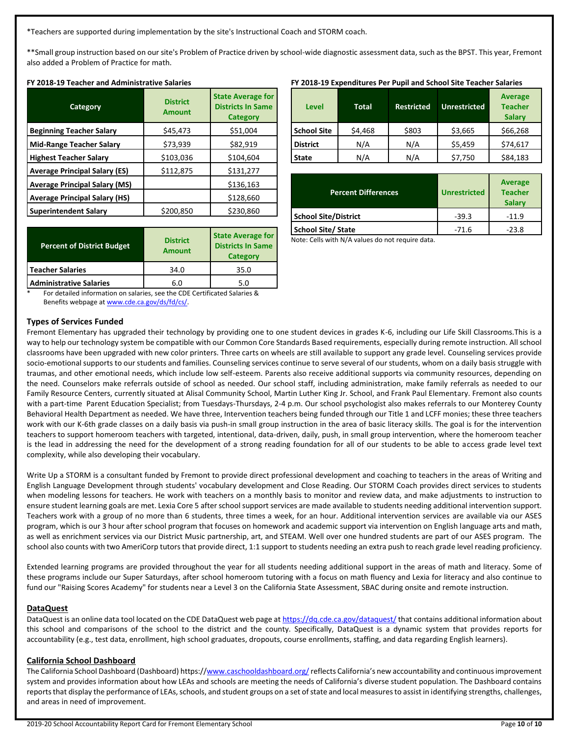*Teachers are supported during implementation by the site's Instructional Coach and STORM coach.

**Small group instruction based on our site's Problem of Practice driven by school-wide diagnostic assessment data, such as the BPST. This year, Fremont also added a Problem of Practice for math.

**FY 2018-19 Teacher and Administrative Salaries**

| Category | District Amount | State Average for Districts In Same Category |
|---|---|---|
| Beginning Teacher Salary | $45,473 | $51,004 |
| Mid-Range Teacher Salary | $73,939 | $82,919 |
| Highest Teacher Salary | $103,036 | $104,604 |
| Average Principal Salary (ES) | $112,875 | $131,277 |
| Average Principal Salary (MS) | | $136,163 |
| Average Principal Salary (HS) | | $128,660 |
| Superintendent Salary | $200,850 | $230,860 |

| Percent of District Budget | District Amount | State Average for Districts In Same Category |
|---|---|---|
| Teacher Salaries | 34.0 | 35.0 |
| Administrative Salaries | 6.0 | 5.0 |

\* For detailed information on salaries, see the CDE Certificated Salaries & Benefits webpage at www.cde.ca.gov/ds/fd/cs/.

**FY 2018-19 Expenditures Per Pupil and School Site Teacher Salaries**

| Level | Total | Restricted | Unrestricted | Average Teacher Salary |
|---|---|---|---|---|
| School Site | $4,468 | $803 | $3,665 | $66,268 |
| District | N/A | N/A | $5,459 | $74,617 |
| State | N/A | N/A | $7,750 | $84,183 |

| Percent Differences | Unrestricted | Average Teacher Salary |
|---|---|---|
| School Site/District | -39.3 | -11.9 |
| School Site/ State | -71.6 | -23.8 |

Note: Cells with N/A values do not require data.

## Types of Services Funded

Fremont Elementary has upgraded their technology by providing one to one student devices in grades K-6, including our Life Skill Classrooms.This is a way to help our technology system be compatible with our Common Core Standards Based requirements, especially during remote instruction. All school classrooms have been upgraded with new color printers. Three carts on wheels are still available to support any grade level. Counseling services provide socio-emotional supports to our students and families. Counseling services continue to serve several of our students, whom on a daily basis struggle with traumas, and other emotional needs, which include low self-esteem. Parents also receive additional supports via community resources, depending on the need. Counselors make referrals outside of school as needed. Our school staff, including administration, make family referrals as needed to our Family Resource Centers, currently situated at Alisal Community School, Martin Luther King Jr. School, and Frank Paul Elementary. Fremont also counts with a part-time Parent Education Specialist; from Tuesdays-Thursdays, 2-4 p.m. Our school psychologist also makes referrals to our Monterey County Behavioral Health Department as needed. We have three, Intervention teachers being funded through our Title 1 and LCFF monies; these three teachers work with our K-6th grade classes on a daily basis via push-in small group instruction in the area of basic literacy skills. The goal is for the intervention teachers to support homeroom teachers with targeted, intentional, data-driven, daily, push, in small group intervention, where the homeroom teacher is the lead in addressing the need for the development of a strong reading foundation for all of our students to be able to access grade level text complexity, while also developing their vocabulary.

Write Up a STORM is a consultant funded by Fremont to provide direct professional development and coaching to teachers in the areas of Writing and English Language Development through students' vocabulary development and Close Reading. Our STORM Coach provides direct services to students when modeling lessons for teachers. He work with teachers on a monthly basis to monitor and review data, and make adjustments to instruction to ensure student learning goals are met. Lexia Core 5 after school support services are made available to students needing additional intervention support. Teachers work with a group of no more than 6 students, three times a week, for an hour. Additional intervention services are available via our ASES program, which is our 3 hour after school program that focuses on homework and academic support via intervention on English language arts and math, as well as enrichment services via our District Music partnership, art, and STEAM. Well over one hundred students are part of our ASES program. The school also counts with two AmeriCorp tutors that provide direct, 1:1 support to students needing an extra push to reach grade level reading proficiency.

Extended learning programs are provided throughout the year for all students needing additional support in the areas of math and literacy. Some of these programs include our Super Saturdays, after school homeroom tutoring with a focus on math fluency and Lexia for literacy and also continue to fund our "Raising Scores Academy" for students near a Level 3 on the California State Assessment, SBAC during onsite and remote instruction.

## DataQuest

DataQuest is an online data tool located on the CDE DataQuest web page at https://dq.cde.ca.gov/dataquest/ that contains additional information about this school and comparisons of the school to the district and the county. Specifically, DataQuest is a dynamic system that provides reports for accountability (e.g., test data, enrollment, high school graduates, dropouts, course enrollments, staffing, and data regarding English learners).

## California School Dashboard

The California School Dashboard (Dashboard) https://www.caschooldashboard.org/ reflects California's new accountability and continuous improvement system and provides information about how LEAs and schools are meeting the needs of California's diverse student population. The Dashboard contains reports that display the performance of LEAs, schools, and student groups on a set of state and local measures to assist in identifying strengths, challenges, and areas in need of improvement.